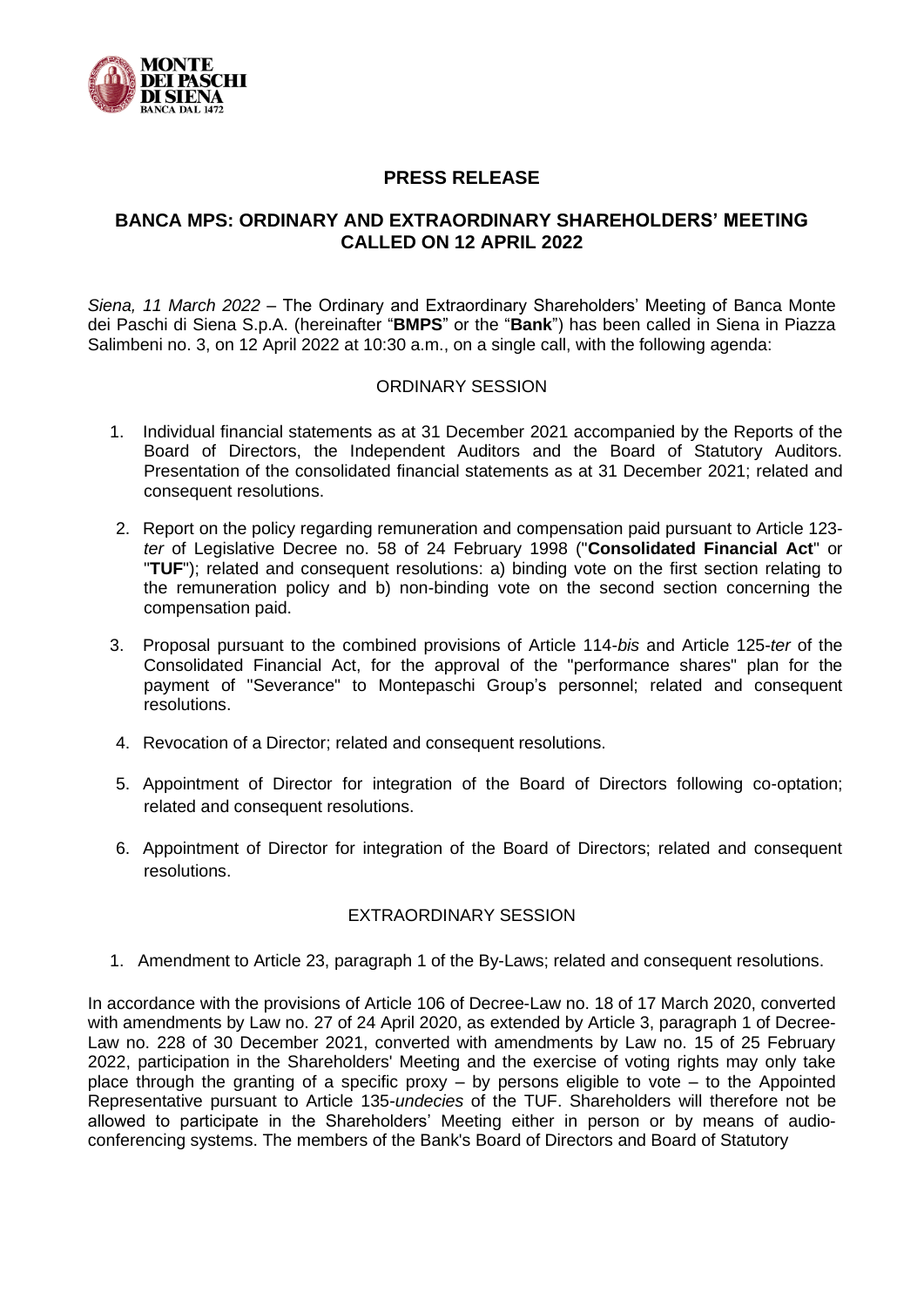# PRESS RELEASE

## BANCA MPS: ORDINARY AND EXTRAORDINARY SHAREHOLDERS' MEETING CALLED ON 12 APRIL 2022

*Siena, 11 March 2022* – The Ordinary and Extraordinary Shareholders' Meeting of Banca Monte dei Paschi di Siena S.p.A. (hereinafter "**BMPS**" or the "**Bank**") has been called in Siena in Piazza Salimbeni no. 3, on 12 April 2022 at 10:30 a.m., on a single call, with the following agenda:

### ORDINARY SESSION

1. Individual financial statements as at 31 December 2021 accompanied by the Reports of the Board of Directors, the Independent Auditors and the Board of Statutory Auditors. Presentation of the consolidated financial statements as at 31 December 2021; related and consequent resolutions.
2. Report on the policy regarding remuneration and compensation paid pursuant to Article 123-*ter* of Legislative Decree no. 58 of 24 February 1998 ("**Consolidated Financial Act**" or "**TUF**"); related and consequent resolutions: a) binding vote on the first section relating to the remuneration policy and b) non-binding vote on the second section concerning the compensation paid.
3. Proposal pursuant to the combined provisions of Article 114-*bis* and Article 125-*ter* of the Consolidated Financial Act, for the approval of the "performance shares" plan for the payment of "Severance" to Montepaschi Group's personnel; related and consequent resolutions.
4. Revocation of a Director; related and consequent resolutions.
5. Appointment of Director for integration of the Board of Directors following co-optation; related and consequent resolutions.
6. Appointment of Director for integration of the Board of Directors; related and consequent resolutions.

### EXTRAORDINARY SESSION

1. Amendment to Article 23, paragraph 1 of the By-Laws; related and consequent resolutions.

In accordance with the provisions of Article 106 of Decree-Law no. 18 of 17 March 2020, converted with amendments by Law no. 27 of 24 April 2020, as extended by Article 3, paragraph 1 of Decree-Law no. 228 of 30 December 2021, converted with amendments by Law no. 15 of 25 February 2022, participation in the Shareholders' Meeting and the exercise of voting rights may only take place through the granting of a specific proxy – by persons eligible to vote – to the Appointed Representative pursuant to Article 135-*undecies* of the TUF. Shareholders will therefore not be allowed to participate in the Shareholders' Meeting either in person or by means of audio-conferencing systems. The members of the Bank's Board of Directors and Board of Statutory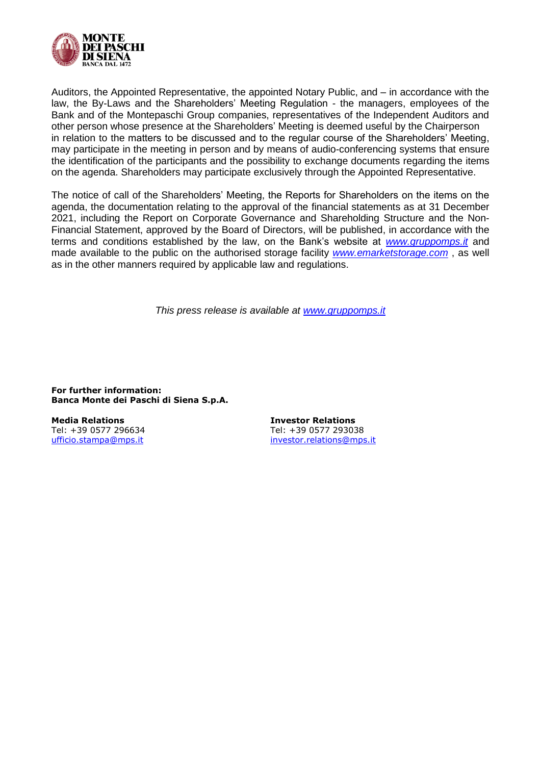Auditors, the Appointed Representative, the appointed Notary Public, and – in accordance with the law, the By-Laws and the Shareholders' Meeting Regulation - the managers, employees of the Bank and of the Montepaschi Group companies, representatives of the Independent Auditors and other person whose presence at the Shareholders' Meeting is deemed useful by the Chairperson in relation to the matters to be discussed and to the regular course of the Shareholders' Meeting, may participate in the meeting in person and by means of audio-conferencing systems that ensure the identification of the participants and the possibility to exchange documents regarding the items on the agenda. Shareholders may participate exclusively through the Appointed Representative.

The notice of call of the Shareholders' Meeting, the Reports for Shareholders on the items on the agenda, the documentation relating to the approval of the financial statements as at 31 December 2021, including the Report on Corporate Governance and Shareholding Structure and the Non-Financial Statement, approved by the Board of Directors, will be published, in accordance with the terms and conditions established by the law, on the Bank's website at *www.gruppomps.it* and made available to the public on the authorised storage facility *www.emarketstorage.com* , as well as in the other manners required by applicable law and regulations.

*This press release is available at www.gruppomps.it*

**For further information:**
**Banca Monte dei Paschi di Siena S.p.A.**

**Media Relations**
Tel: +39 0577 296634
ufficio.stampa@mps.it

**Investor Relations**
Tel: +39 0577 293038
investor.relations@mps.it